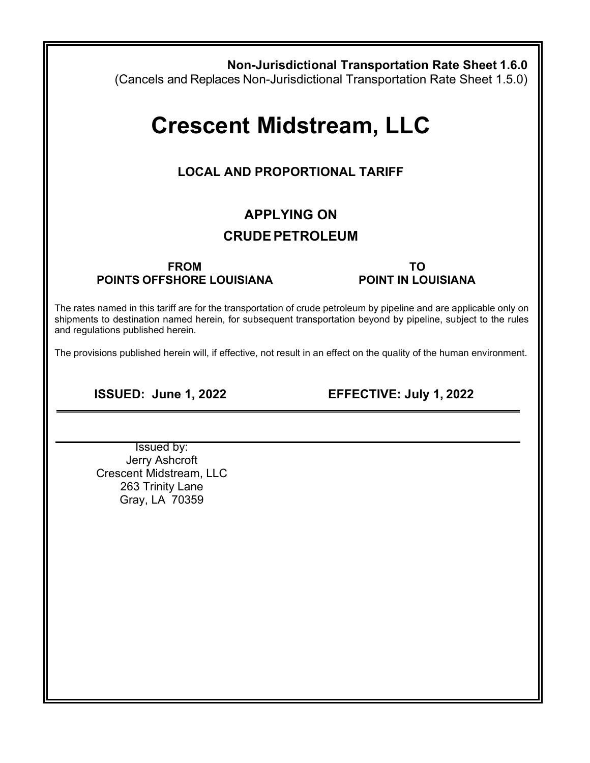**Non-Jurisdictional Transportation Rate Sheet 1.6.0**
(Cancels and Replaces Non-Jurisdictional Transportation Rate Sheet 1.5.0)

# Crescent Midstream, LLC

## LOCAL AND PROPORTIONAL TARIFF

## APPLYING ON

## CRUDE PETROLEUM

| FROM | TO |
| --- | --- |
| **POINTS OFFSHORE LOUISIANA** | **POINT IN LOUISIANA** |

The rates named in this tariff are for the transportation of crude petroleum by pipeline and are applicable only on shipments to destination named herein, for subsequent transportation beyond by pipeline, subject to the rules and regulations published herein.

The provisions published herein will, if effective, not result in an effect on the quality of the human environment.

**ISSUED: June 1, 2022** **EFFECTIVE: July 1, 2022**

Issued by:
Jerry Ashcroft
Crescent Midstream, LLC
263 Trinity Lane
Gray, LA 70359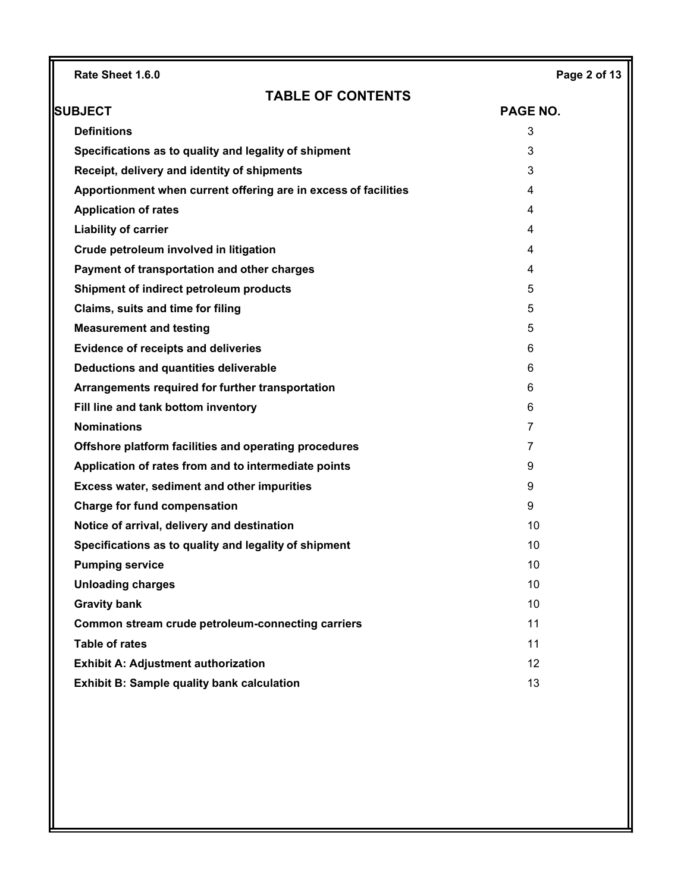# TABLE OF CONTENTS

| SUBJECT | PAGE NO. |
|---|---|
| **Definitions** | 3 |
| **Specifications as to quality and legality of shipment** | 3 |
| **Receipt, delivery and identity of shipments** | 3 |
| **Apportionment when current offering are in excess of facilities** | 4 |
| **Application of rates** | 4 |
| **Liability of carrier** | 4 |
| **Crude petroleum involved in litigation** | 4 |
| **Payment of transportation and other charges** | 4 |
| **Shipment of indirect petroleum products** | 5 |
| **Claims, suits and time for filing** | 5 |
| **Measurement and testing** | 5 |
| **Evidence of receipts and deliveries** | 6 |
| **Deductions and quantities deliverable** | 6 |
| **Arrangements required for further transportation** | 6 |
| **Fill line and tank bottom inventory** | 6 |
| **Nominations** | 7 |
| **Offshore platform facilities and operating procedures** | 7 |
| **Application of rates from and to intermediate points** | 9 |
| **Excess water, sediment and other impurities** | 9 |
| **Charge for fund compensation** | 9 |
| **Notice of arrival, delivery and destination** | 10 |
| **Specifications as to quality and legality of shipment** | 10 |
| **Pumping service** | 10 |
| **Unloading charges** | 10 |
| **Gravity bank** | 10 |
| **Common stream crude petroleum-connecting carriers** | 11 |
| **Table of rates** | 11 |
| **Exhibit A: Adjustment authorization** | 12 |
| **Exhibit B: Sample quality bank calculation** | 13 |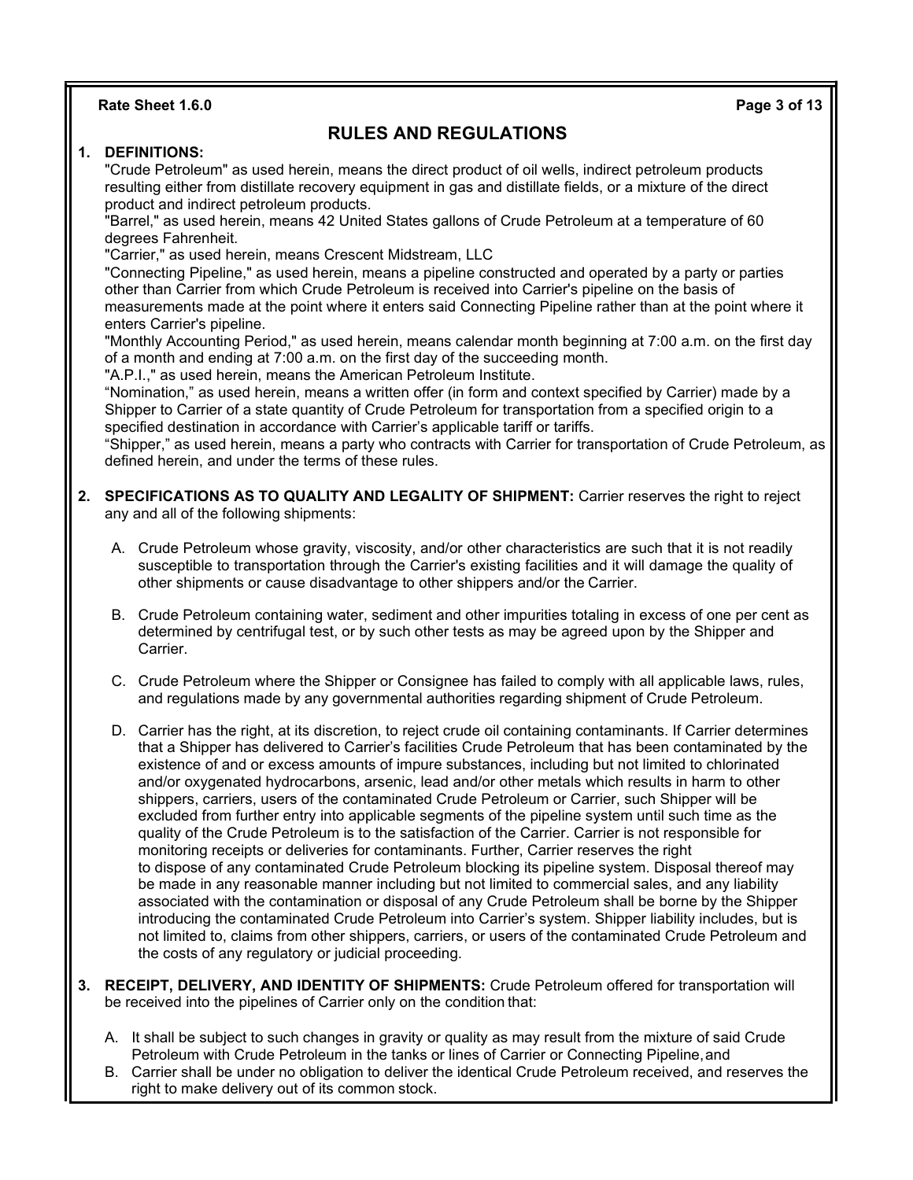# RULES AND REGULATIONS

**1. DEFINITIONS:**

"Crude Petroleum" as used herein, means the direct product of oil wells, indirect petroleum products resulting either from distillate recovery equipment in gas and distillate fields, or a mixture of the direct product and indirect petroleum products.

"Barrel," as used herein, means 42 United States gallons of Crude Petroleum at a temperature of 60 degrees Fahrenheit.

"Carrier," as used herein, means Crescent Midstream, LLC

"Connecting Pipeline," as used herein, means a pipeline constructed and operated by a party or parties other than Carrier from which Crude Petroleum is received into Carrier's pipeline on the basis of measurements made at the point where it enters said Connecting Pipeline rather than at the point where it enters Carrier's pipeline.

"Monthly Accounting Period," as used herein, means calendar month beginning at 7:00 a.m. on the first day of a month and ending at 7:00 a.m. on the first day of the succeeding month.

"A.P.I.," as used herein, means the American Petroleum Institute.

"Nomination," as used herein, means a written offer (in form and context specified by Carrier) made by a Shipper to Carrier of a state quantity of Crude Petroleum for transportation from a specified origin to a specified destination in accordance with Carrier's applicable tariff or tariffs.

"Shipper," as used herein, means a party who contracts with Carrier for transportation of Crude Petroleum, as defined herein, and under the terms of these rules.

**2. SPECIFICATIONS AS TO QUALITY AND LEGALITY OF SHIPMENT:** Carrier reserves the right to reject any and all of the following shipments:

A. Crude Petroleum whose gravity, viscosity, and/or other characteristics are such that it is not readily susceptible to transportation through the Carrier's existing facilities and it will damage the quality of other shipments or cause disadvantage to other shippers and/or the Carrier.

B. Crude Petroleum containing water, sediment and other impurities totaling in excess of one per cent as determined by centrifugal test, or by such other tests as may be agreed upon by the Shipper and Carrier.

C. Crude Petroleum where the Shipper or Consignee has failed to comply with all applicable laws, rules, and regulations made by any governmental authorities regarding shipment of Crude Petroleum.

D. Carrier has the right, at its discretion, to reject crude oil containing contaminants. If Carrier determines that a Shipper has delivered to Carrier's facilities Crude Petroleum that has been contaminated by the existence of and or excess amounts of impure substances, including but not limited to chlorinated and/or oxygenated hydrocarbons, arsenic, lead and/or other metals which results in harm to other shippers, carriers, users of the contaminated Crude Petroleum or Carrier, such Shipper will be excluded from further entry into applicable segments of the pipeline system until such time as the quality of the Crude Petroleum is to the satisfaction of the Carrier. Carrier is not responsible for monitoring receipts or deliveries for contaminants. Further, Carrier reserves the right to dispose of any contaminated Crude Petroleum blocking its pipeline system. Disposal thereof may be made in any reasonable manner including but not limited to commercial sales, and any liability associated with the contamination or disposal of any Crude Petroleum shall be borne by the Shipper introducing the contaminated Crude Petroleum into Carrier's system. Shipper liability includes, but is not limited to, claims from other shippers, carriers, or users of the contaminated Crude Petroleum and the costs of any regulatory or judicial proceeding.

**3. RECEIPT, DELIVERY, AND IDENTITY OF SHIPMENTS:** Crude Petroleum offered for transportation will be received into the pipelines of Carrier only on the condition that:

A. It shall be subject to such changes in gravity or quality as may result from the mixture of said Crude Petroleum with Crude Petroleum in the tanks or lines of Carrier or Connecting Pipeline, and

B. Carrier shall be under no obligation to deliver the identical Crude Petroleum received, and reserves the right to make delivery out of its common stock.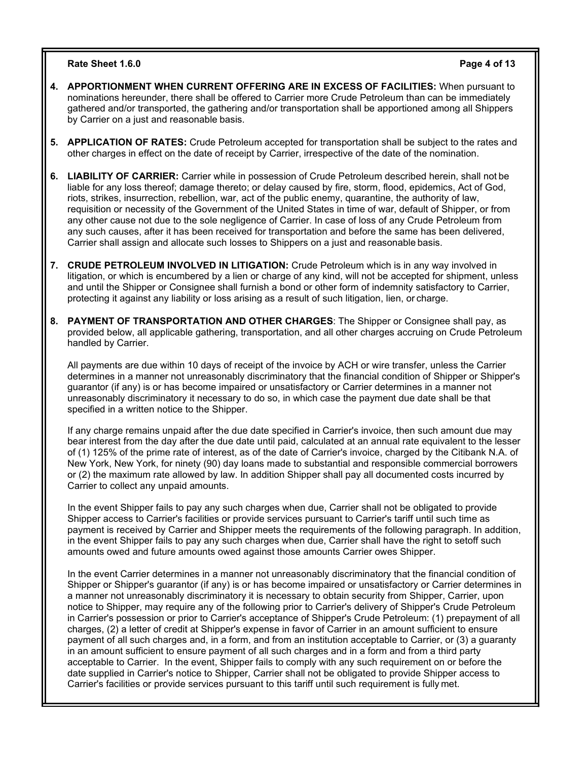4. **APPORTIONMENT WHEN CURRENT OFFERING ARE IN EXCESS OF FACILITIES:** When pursuant to nominations hereunder, there shall be offered to Carrier more Crude Petroleum than can be immediately gathered and/or transported, the gathering and/or transportation shall be apportioned among all Shippers by Carrier on a just and reasonable basis.

5. **APPLICATION OF RATES:** Crude Petroleum accepted for transportation shall be subject to the rates and other charges in effect on the date of receipt by Carrier, irrespective of the date of the nomination.

6. **LIABILITY OF CARRIER:** Carrier while in possession of Crude Petroleum described herein, shall not be liable for any loss thereof; damage thereto; or delay caused by fire, storm, flood, epidemics, Act of God, riots, strikes, insurrection, rebellion, war, act of the public enemy, quarantine, the authority of law, requisition or necessity of the Government of the United States in time of war, default of Shipper, or from any other cause not due to the sole negligence of Carrier. In case of loss of any Crude Petroleum from any such causes, after it has been received for transportation and before the same has been delivered, Carrier shall assign and allocate such losses to Shippers on a just and reasonable basis.

7. **CRUDE PETROLEUM INVOLVED IN LITIGATION:** Crude Petroleum which is in any way involved in litigation, or which is encumbered by a lien or charge of any kind, will not be accepted for shipment, unless and until the Shipper or Consignee shall furnish a bond or other form of indemnity satisfactory to Carrier, protecting it against any liability or loss arising as a result of such litigation, lien, or charge.

8. **PAYMENT OF TRANSPORTATION AND OTHER CHARGES**: The Shipper or Consignee shall pay, as provided below, all applicable gathering, transportation, and all other charges accruing on Crude Petroleum handled by Carrier.

   All payments are due within 10 days of receipt of the invoice by ACH or wire transfer, unless the Carrier determines in a manner not unreasonably discriminatory that the financial condition of Shipper or Shipper's guarantor (if any) is or has become impaired or unsatisfactory or Carrier determines in a manner not unreasonably discriminatory it necessary to do so, in which case the payment due date shall be that specified in a written notice to the Shipper.

   If any charge remains unpaid after the due date specified in Carrier's invoice, then such amount due may bear interest from the day after the due date until paid, calculated at an annual rate equivalent to the lesser of (1) 125% of the prime rate of interest, as of the date of Carrier's invoice, charged by the Citibank N.A. of New York, New York, for ninety (90) day loans made to substantial and responsible commercial borrowers or (2) the maximum rate allowed by law. In addition Shipper shall pay all documented costs incurred by Carrier to collect any unpaid amounts.

   In the event Shipper fails to pay any such charges when due, Carrier shall not be obligated to provide Shipper access to Carrier's facilities or provide services pursuant to Carrier's tariff until such time as payment is received by Carrier and Shipper meets the requirements of the following paragraph. In addition, in the event Shipper fails to pay any such charges when due, Carrier shall have the right to setoff such amounts owed and future amounts owed against those amounts Carrier owes Shipper.

   In the event Carrier determines in a manner not unreasonably discriminatory that the financial condition of Shipper or Shipper's guarantor (if any) is or has become impaired or unsatisfactory or Carrier determines in a manner not unreasonably discriminatory it is necessary to obtain security from Shipper, Carrier, upon notice to Shipper, may require any of the following prior to Carrier's delivery of Shipper's Crude Petroleum in Carrier's possession or prior to Carrier's acceptance of Shipper's Crude Petroleum: (1) prepayment of all charges, (2) a letter of credit at Shipper's expense in favor of Carrier in an amount sufficient to ensure payment of all such charges and, in a form, and from an institution acceptable to Carrier, or (3) a guaranty in an amount sufficient to ensure payment of all such charges and in a form and from a third party acceptable to Carrier. In the event, Shipper fails to comply with any such requirement on or before the date supplied in Carrier's notice to Shipper, Carrier shall not be obligated to provide Shipper access to Carrier's facilities or provide services pursuant to this tariff until such requirement is fully met.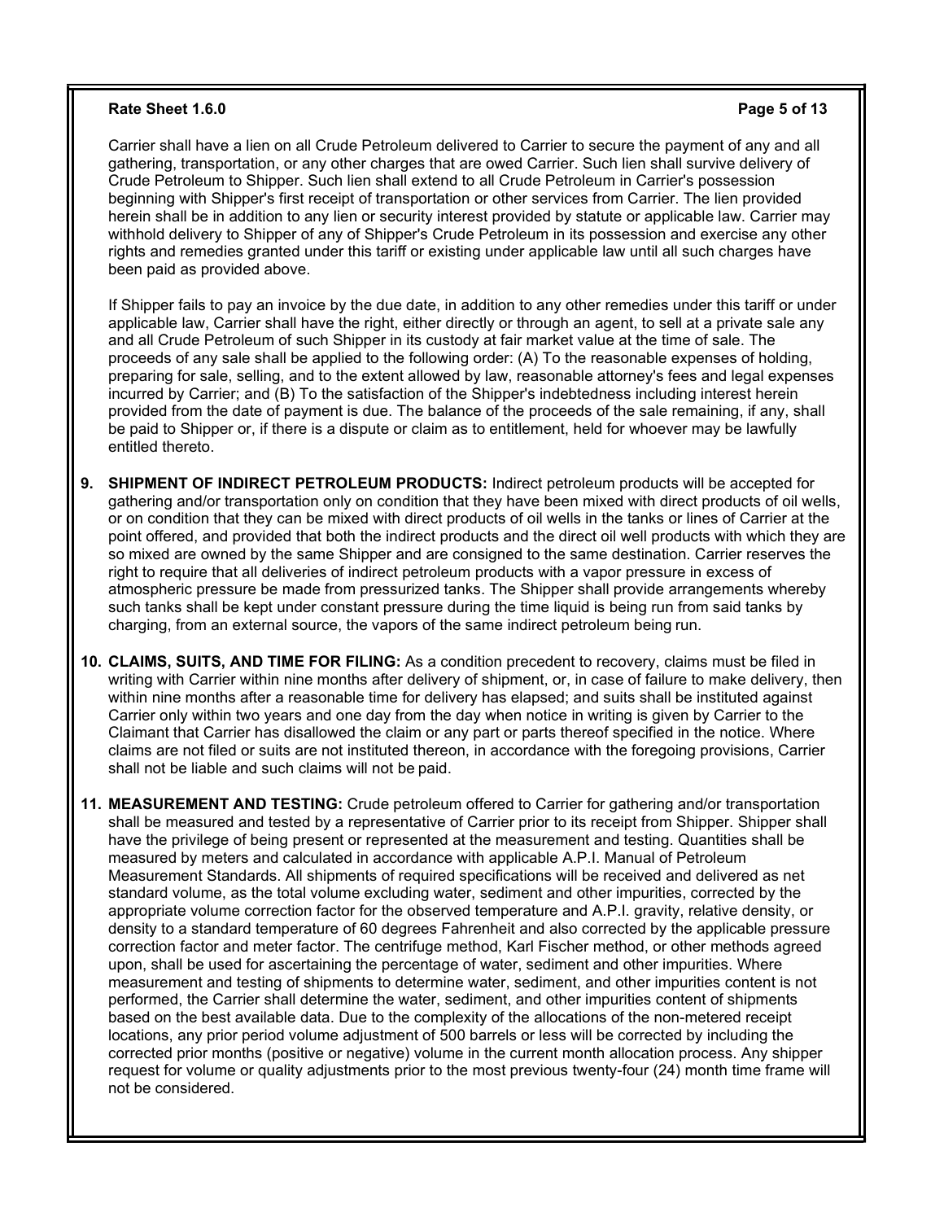Carrier shall have a lien on all Crude Petroleum delivered to Carrier to secure the payment of any and all gathering, transportation, or any other charges that are owed Carrier. Such lien shall survive delivery of Crude Petroleum to Shipper. Such lien shall extend to all Crude Petroleum in Carrier's possession beginning with Shipper's first receipt of transportation or other services from Carrier. The lien provided herein shall be in addition to any lien or security interest provided by statute or applicable law. Carrier may withhold delivery to Shipper of any of Shipper's Crude Petroleum in its possession and exercise any other rights and remedies granted under this tariff or existing under applicable law until all such charges have been paid as provided above.

If Shipper fails to pay an invoice by the due date, in addition to any other remedies under this tariff or under applicable law, Carrier shall have the right, either directly or through an agent, to sell at a private sale any and all Crude Petroleum of such Shipper in its custody at fair market value at the time of sale. The proceeds of any sale shall be applied to the following order: (A) To the reasonable expenses of holding, preparing for sale, selling, and to the extent allowed by law, reasonable attorney's fees and legal expenses incurred by Carrier; and (B) To the satisfaction of the Shipper's indebtedness including interest herein provided from the date of payment is due. The balance of the proceeds of the sale remaining, if any, shall be paid to Shipper or, if there is a dispute or claim as to entitlement, held for whoever may be lawfully entitled thereto.

9. **SHIPMENT OF INDIRECT PETROLEUM PRODUCTS:** Indirect petroleum products will be accepted for gathering and/or transportation only on condition that they have been mixed with direct products of oil wells, or on condition that they can be mixed with direct products of oil wells in the tanks or lines of Carrier at the point offered, and provided that both the indirect products and the direct oil well products with which they are so mixed are owned by the same Shipper and are consigned to the same destination. Carrier reserves the right to require that all deliveries of indirect petroleum products with a vapor pressure in excess of atmospheric pressure be made from pressurized tanks. The Shipper shall provide arrangements whereby such tanks shall be kept under constant pressure during the time liquid is being run from said tanks by charging, from an external source, the vapors of the same indirect petroleum being run.

10. **CLAIMS, SUITS, AND TIME FOR FILING:** As a condition precedent to recovery, claims must be filed in writing with Carrier within nine months after delivery of shipment, or, in case of failure to make delivery, then within nine months after a reasonable time for delivery has elapsed; and suits shall be instituted against Carrier only within two years and one day from the day when notice in writing is given by Carrier to the Claimant that Carrier has disallowed the claim or any part or parts thereof specified in the notice. Where claims are not filed or suits are not instituted thereon, in accordance with the foregoing provisions, Carrier shall not be liable and such claims will not be paid.

11. **MEASUREMENT AND TESTING:** Crude petroleum offered to Carrier for gathering and/or transportation shall be measured and tested by a representative of Carrier prior to its receipt from Shipper. Shipper shall have the privilege of being present or represented at the measurement and testing. Quantities shall be measured by meters and calculated in accordance with applicable A.P.I. Manual of Petroleum Measurement Standards. All shipments of required specifications will be received and delivered as net standard volume, as the total volume excluding water, sediment and other impurities, corrected by the appropriate volume correction factor for the observed temperature and A.P.I. gravity, relative density, or density to a standard temperature of 60 degrees Fahrenheit and also corrected by the applicable pressure correction factor and meter factor. The centrifuge method, Karl Fischer method, or other methods agreed upon, shall be used for ascertaining the percentage of water, sediment and other impurities. Where measurement and testing of shipments to determine water, sediment, and other impurities content is not performed, the Carrier shall determine the water, sediment, and other impurities content of shipments based on the best available data. Due to the complexity of the allocations of the non-metered receipt locations, any prior period volume adjustment of 500 barrels or less will be corrected by including the corrected prior months (positive or negative) volume in the current month allocation process. Any shipper request for volume or quality adjustments prior to the most previous twenty-four (24) month time frame will not be considered.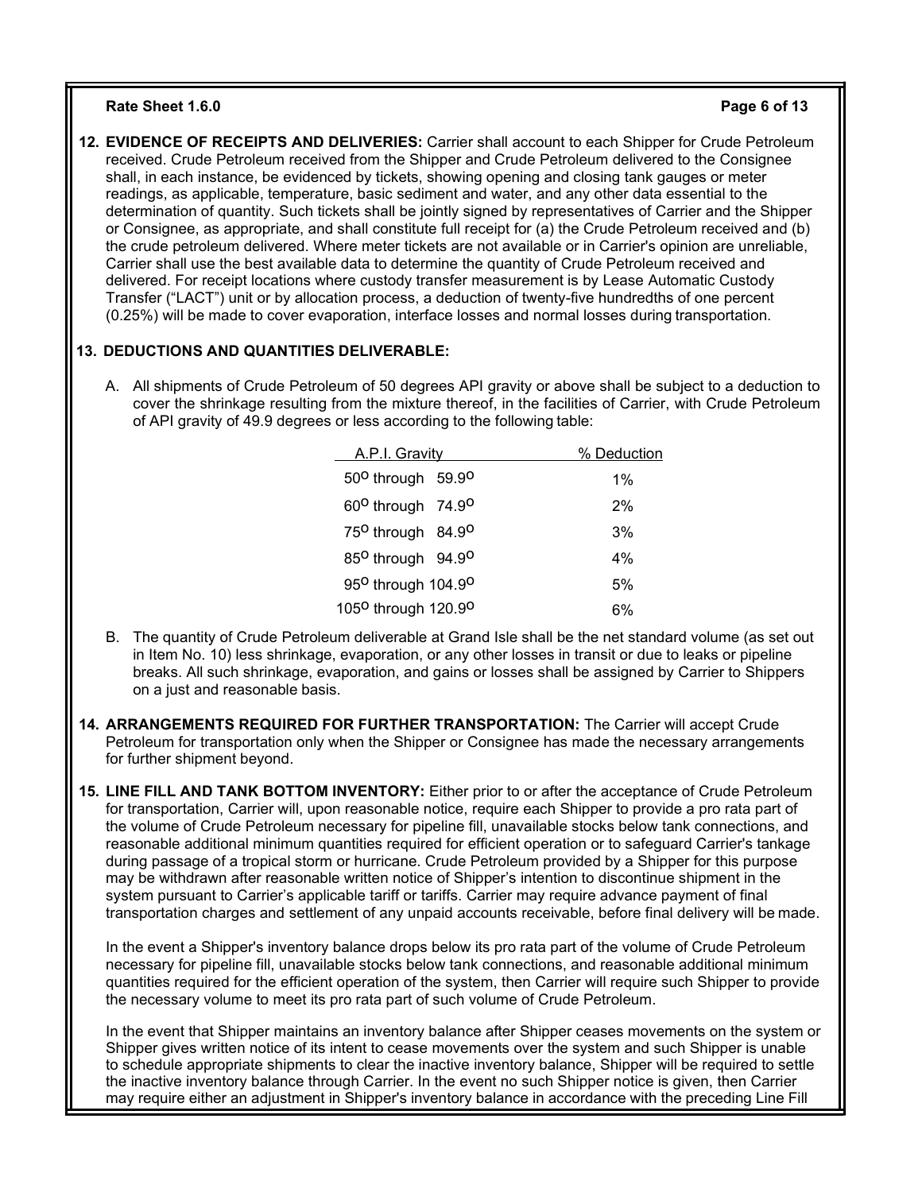**12. EVIDENCE OF RECEIPTS AND DELIVERIES:** Carrier shall account to each Shipper for Crude Petroleum received. Crude Petroleum received from the Shipper and Crude Petroleum delivered to the Consignee shall, in each instance, be evidenced by tickets, showing opening and closing tank gauges or meter readings, as applicable, temperature, basic sediment and water, and any other data essential to the determination of quantity. Such tickets shall be jointly signed by representatives of Carrier and the Shipper or Consignee, as appropriate, and shall constitute full receipt for (a) the Crude Petroleum received and (b) the crude petroleum delivered. Where meter tickets are not available or in Carrier's opinion are unreliable, Carrier shall use the best available data to determine the quantity of Crude Petroleum received and delivered. For receipt locations where custody transfer measurement is by Lease Automatic Custody Transfer ("LACT") unit or by allocation process, a deduction of twenty-five hundredths of one percent (0.25%) will be made to cover evaporation, interface losses and normal losses during transportation.

**13. DEDUCTIONS AND QUANTITIES DELIVERABLE:**

A. All shipments of Crude Petroleum of 50 degrees API gravity or above shall be subject to a deduction to cover the shrinkage resulting from the mixture thereof, in the facilities of Carrier, with Crude Petroleum of API gravity of 49.9 degrees or less according to the following table:

| A.P.I. Gravity | % Deduction |
|---|---|
| 50° through 59.9° | 1% |
| 60° through 74.9° | 2% |
| 75° through 84.9° | 3% |
| 85° through 94.9° | 4% |
| 95° through 104.9° | 5% |
| 105° through 120.9° | 6% |

B. The quantity of Crude Petroleum deliverable at Grand Isle shall be the net standard volume (as set out in Item No. 10) less shrinkage, evaporation, or any other losses in transit or due to leaks or pipeline breaks. All such shrinkage, evaporation, and gains or losses shall be assigned by Carrier to Shippers on a just and reasonable basis.

**14. ARRANGEMENTS REQUIRED FOR FURTHER TRANSPORTATION:** The Carrier will accept Crude Petroleum for transportation only when the Shipper or Consignee has made the necessary arrangements for further shipment beyond.

**15. LINE FILL AND TANK BOTTOM INVENTORY:** Either prior to or after the acceptance of Crude Petroleum for transportation, Carrier will, upon reasonable notice, require each Shipper to provide a pro rata part of the volume of Crude Petroleum necessary for pipeline fill, unavailable stocks below tank connections, and reasonable additional minimum quantities required for efficient operation or to safeguard Carrier's tankage during passage of a tropical storm or hurricane. Crude Petroleum provided by a Shipper for this purpose may be withdrawn after reasonable written notice of Shipper's intention to discontinue shipment in the system pursuant to Carrier's applicable tariff or tariffs. Carrier may require advance payment of final transportation charges and settlement of any unpaid accounts receivable, before final delivery will be made.

In the event a Shipper's inventory balance drops below its pro rata part of the volume of Crude Petroleum necessary for pipeline fill, unavailable stocks below tank connections, and reasonable additional minimum quantities required for the efficient operation of the system, then Carrier will require such Shipper to provide the necessary volume to meet its pro rata part of such volume of Crude Petroleum.

In the event that Shipper maintains an inventory balance after Shipper ceases movements on the system or Shipper gives written notice of its intent to cease movements over the system and such Shipper is unable to schedule appropriate shipments to clear the inactive inventory balance, Shipper will be required to settle the inactive inventory balance through Carrier. In the event no such Shipper notice is given, then Carrier may require either an adjustment in Shipper's inventory balance in accordance with the preceding Line Fill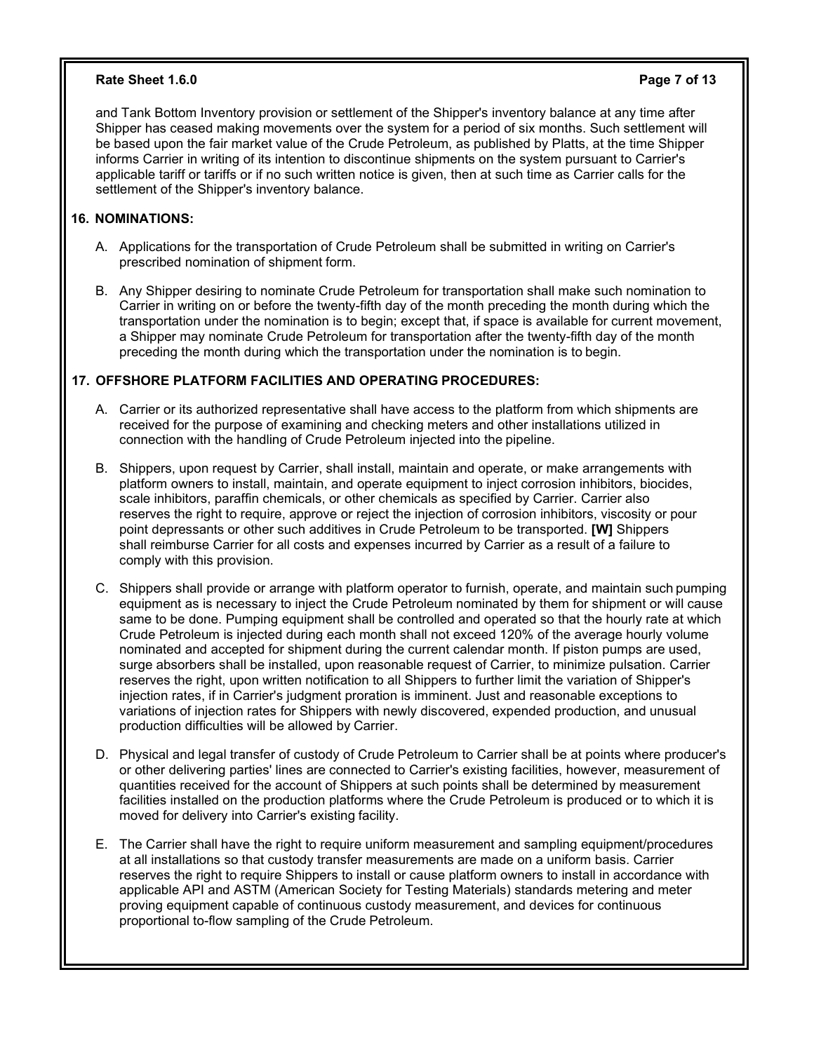and Tank Bottom Inventory provision or settlement of the Shipper's inventory balance at any time after Shipper has ceased making movements over the system for a period of six months. Such settlement will be based upon the fair market value of the Crude Petroleum, as published by Platts, at the time Shipper informs Carrier in writing of its intention to discontinue shipments on the system pursuant to Carrier's applicable tariff or tariffs or if no such written notice is given, then at such time as Carrier calls for the settlement of the Shipper's inventory balance.

## 16. NOMINATIONS:

A. Applications for the transportation of Crude Petroleum shall be submitted in writing on Carrier's prescribed nomination of shipment form.

B. Any Shipper desiring to nominate Crude Petroleum for transportation shall make such nomination to Carrier in writing on or before the twenty-fifth day of the month preceding the month during which the transportation under the nomination is to begin; except that, if space is available for current movement, a Shipper may nominate Crude Petroleum for transportation after the twenty-fifth day of the month preceding the month during which the transportation under the nomination is to begin.

## 17. OFFSHORE PLATFORM FACILITIES AND OPERATING PROCEDURES:

A. Carrier or its authorized representative shall have access to the platform from which shipments are received for the purpose of examining and checking meters and other installations utilized in connection with the handling of Crude Petroleum injected into the pipeline.

B. Shippers, upon request by Carrier, shall install, maintain and operate, or make arrangements with platform owners to install, maintain, and operate equipment to inject corrosion inhibitors, biocides, scale inhibitors, paraffin chemicals, or other chemicals as specified by Carrier. Carrier also reserves the right to require, approve or reject the injection of corrosion inhibitors, viscosity or pour point depressants or other such additives in Crude Petroleum to be transported. **[W]** Shippers shall reimburse Carrier for all costs and expenses incurred by Carrier as a result of a failure to comply with this provision.

C. Shippers shall provide or arrange with platform operator to furnish, operate, and maintain such pumping equipment as is necessary to inject the Crude Petroleum nominated by them for shipment or will cause same to be done. Pumping equipment shall be controlled and operated so that the hourly rate at which Crude Petroleum is injected during each month shall not exceed 120% of the average hourly volume nominated and accepted for shipment during the current calendar month. If piston pumps are used, surge absorbers shall be installed, upon reasonable request of Carrier, to minimize pulsation. Carrier reserves the right, upon written notification to all Shippers to further limit the variation of Shipper's injection rates, if in Carrier's judgment proration is imminent. Just and reasonable exceptions to variations of injection rates for Shippers with newly discovered, expended production, and unusual production difficulties will be allowed by Carrier.

D. Physical and legal transfer of custody of Crude Petroleum to Carrier shall be at points where producer's or other delivering parties' lines are connected to Carrier's existing facilities, however, measurement of quantities received for the account of Shippers at such points shall be determined by measurement facilities installed on the production platforms where the Crude Petroleum is produced or to which it is moved for delivery into Carrier's existing facility.

E. The Carrier shall have the right to require uniform measurement and sampling equipment/procedures at all installations so that custody transfer measurements are made on a uniform basis. Carrier reserves the right to require Shippers to install or cause platform owners to install in accordance with applicable API and ASTM (American Society for Testing Materials) standards metering and meter proving equipment capable of continuous custody measurement, and devices for continuous proportional to-flow sampling of the Crude Petroleum.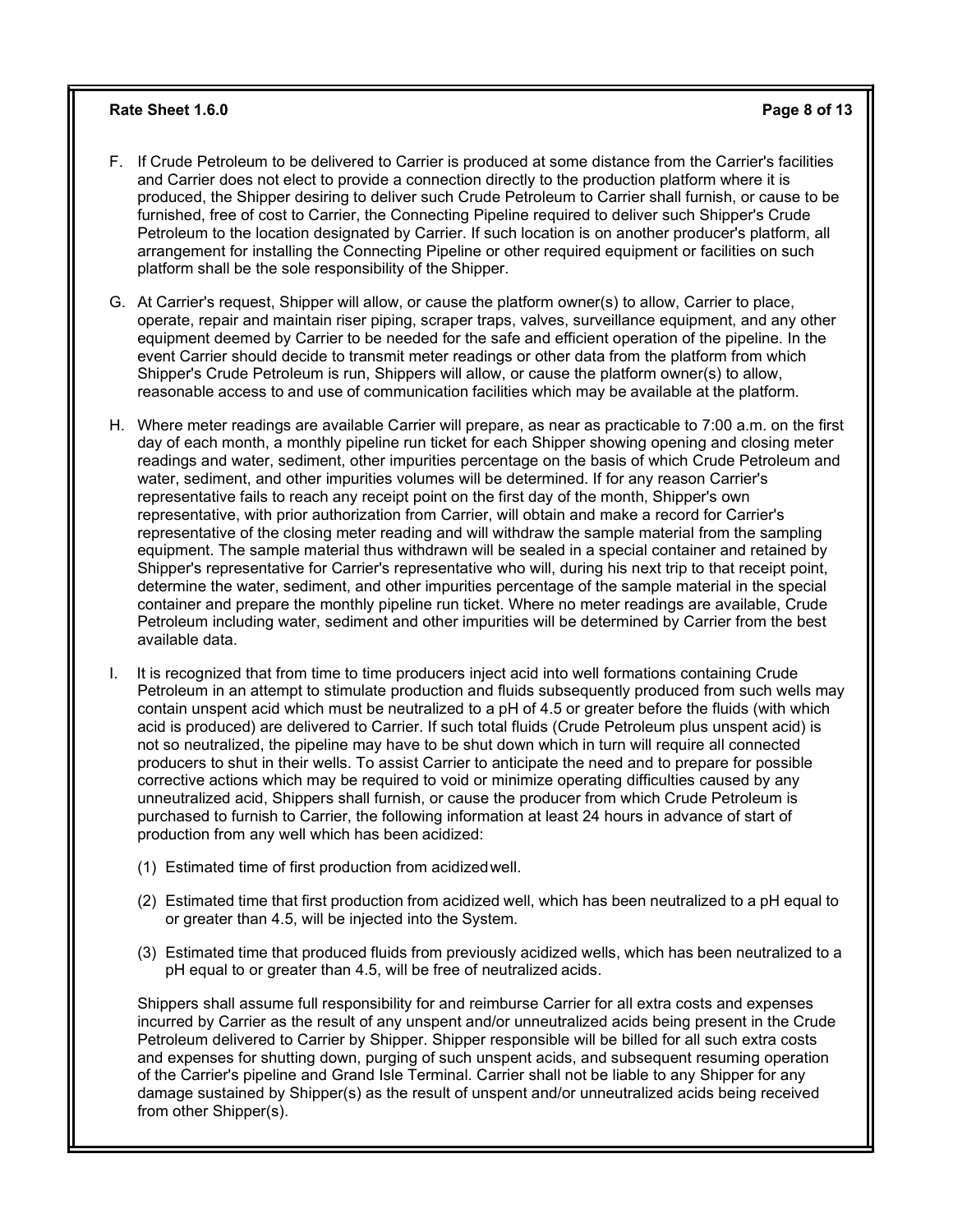F. If Crude Petroleum to be delivered to Carrier is produced at some distance from the Carrier's facilities and Carrier does not elect to provide a connection directly to the production platform where it is produced, the Shipper desiring to deliver such Crude Petroleum to Carrier shall furnish, or cause to be furnished, free of cost to Carrier, the Connecting Pipeline required to deliver such Shipper's Crude Petroleum to the location designated by Carrier. If such location is on another producer's platform, all arrangement for installing the Connecting Pipeline or other required equipment or facilities on such platform shall be the sole responsibility of the Shipper.

G. At Carrier's request, Shipper will allow, or cause the platform owner(s) to allow, Carrier to place, operate, repair and maintain riser piping, scraper traps, valves, surveillance equipment, and any other equipment deemed by Carrier to be needed for the safe and efficient operation of the pipeline. In the event Carrier should decide to transmit meter readings or other data from the platform from which Shipper's Crude Petroleum is run, Shippers will allow, or cause the platform owner(s) to allow, reasonable access to and use of communication facilities which may be available at the platform.

H. Where meter readings are available Carrier will prepare, as near as practicable to 7:00 a.m. on the first day of each month, a monthly pipeline run ticket for each Shipper showing opening and closing meter readings and water, sediment, other impurities percentage on the basis of which Crude Petroleum and water, sediment, and other impurities volumes will be determined. If for any reason Carrier's representative fails to reach any receipt point on the first day of the month, Shipper's own representative, with prior authorization from Carrier, will obtain and make a record for Carrier's representative of the closing meter reading and will withdraw the sample material from the sampling equipment. The sample material thus withdrawn will be sealed in a special container and retained by Shipper's representative for Carrier's representative who will, during his next trip to that receipt point, determine the water, sediment, and other impurities percentage of the sample material in the special container and prepare the monthly pipeline run ticket. Where no meter readings are available, Crude Petroleum including water, sediment and other impurities will be determined by Carrier from the best available data.

I. It is recognized that from time to time producers inject acid into well formations containing Crude Petroleum in an attempt to stimulate production and fluids subsequently produced from such wells may contain unspent acid which must be neutralized to a pH of 4.5 or greater before the fluids (with which acid is produced) are delivered to Carrier. If such total fluids (Crude Petroleum plus unspent acid) is not so neutralized, the pipeline may have to be shut down which in turn will require all connected producers to shut in their wells. To assist Carrier to anticipate the need and to prepare for possible corrective actions which may be required to void or minimize operating difficulties caused by any unneutralized acid, Shippers shall furnish, or cause the producer from which Crude Petroleum is purchased to furnish to Carrier, the following information at least 24 hours in advance of start of production from any well which has been acidized:

   (1) Estimated time of first production from acidized well.

   (2) Estimated time that first production from acidized well, which has been neutralized to a pH equal to or greater than 4.5, will be injected into the System.

   (3) Estimated time that produced fluids from previously acidized wells, which has been neutralized to a pH equal to or greater than 4.5, will be free of neutralized acids.

   Shippers shall assume full responsibility for and reimburse Carrier for all extra costs and expenses incurred by Carrier as the result of any unspent and/or unneutralized acids being present in the Crude Petroleum delivered to Carrier by Shipper. Shipper responsible will be billed for all such extra costs and expenses for shutting down, purging of such unspent acids, and subsequent resuming operation of the Carrier's pipeline and Grand Isle Terminal. Carrier shall not be liable to any Shipper for any damage sustained by Shipper(s) as the result of unspent and/or unneutralized acids being received from other Shipper(s).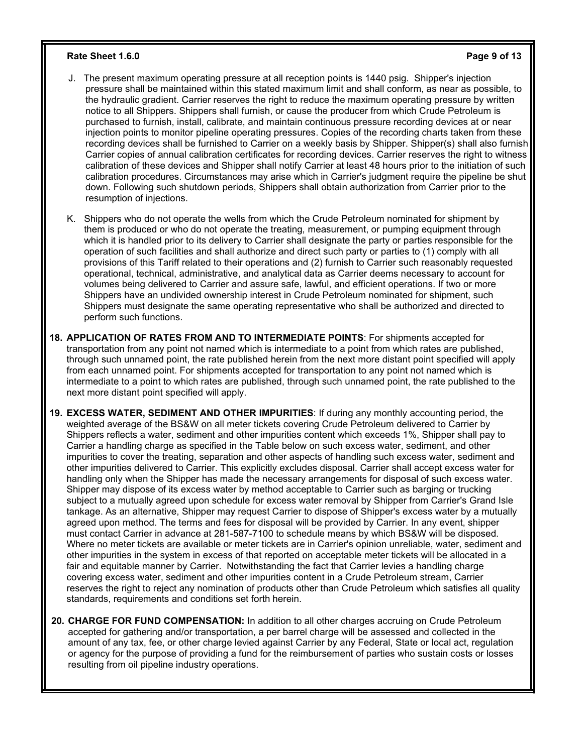J. The present maximum operating pressure at all reception points is 1440 psig. Shipper's injection pressure shall be maintained within this stated maximum limit and shall conform, as near as possible, to the hydraulic gradient. Carrier reserves the right to reduce the maximum operating pressure by written notice to all Shippers. Shippers shall furnish, or cause the producer from which Crude Petroleum is purchased to furnish, install, calibrate, and maintain continuous pressure recording devices at or near injection points to monitor pipeline operating pressures. Copies of the recording charts taken from these recording devices shall be furnished to Carrier on a weekly basis by Shipper. Shipper(s) shall also furnish Carrier copies of annual calibration certificates for recording devices. Carrier reserves the right to witness calibration of these devices and Shipper shall notify Carrier at least 48 hours prior to the initiation of such calibration procedures. Circumstances may arise which in Carrier's judgment require the pipeline be shut down. Following such shutdown periods, Shippers shall obtain authorization from Carrier prior to the resumption of injections.

K. Shippers who do not operate the wells from which the Crude Petroleum nominated for shipment by them is produced or who do not operate the treating, measurement, or pumping equipment through which it is handled prior to its delivery to Carrier shall designate the party or parties responsible for the operation of such facilities and shall authorize and direct such party or parties to (1) comply with all provisions of this Tariff related to their operations and (2) furnish to Carrier such reasonably requested operational, technical, administrative, and analytical data as Carrier deems necessary to account for volumes being delivered to Carrier and assure safe, lawful, and efficient operations. If two or more Shippers have an undivided ownership interest in Crude Petroleum nominated for shipment, such Shippers must designate the same operating representative who shall be authorized and directed to perform such functions.

**18. APPLICATION OF RATES FROM AND TO INTERMEDIATE POINTS**: For shipments accepted for transportation from any point not named which is intermediate to a point from which rates are published, through such unnamed point, the rate published herein from the next more distant point specified will apply from each unnamed point. For shipments accepted for transportation to any point not named which is intermediate to a point to which rates are published, through such unnamed point, the rate published to the next more distant point specified will apply.

**19. EXCESS WATER, SEDIMENT AND OTHER IMPURITIES**: If during any monthly accounting period, the weighted average of the BS&W on all meter tickets covering Crude Petroleum delivered to Carrier by Shippers reflects a water, sediment and other impurities content which exceeds 1%, Shipper shall pay to Carrier a handling charge as specified in the Table below on such excess water, sediment, and other impurities to cover the treating, separation and other aspects of handling such excess water, sediment and other impurities delivered to Carrier. This explicitly excludes disposal. Carrier shall accept excess water for handling only when the Shipper has made the necessary arrangements for disposal of such excess water. Shipper may dispose of its excess water by method acceptable to Carrier such as barging or trucking subject to a mutually agreed upon schedule for excess water removal by Shipper from Carrier's Grand Isle tankage. As an alternative, Shipper may request Carrier to dispose of Shipper's excess water by a mutually agreed upon method. The terms and fees for disposal will be provided by Carrier. In any event, shipper must contact Carrier in advance at 281-587-7100 to schedule means by which BS&W will be disposed. Where no meter tickets are available or meter tickets are in Carrier's opinion unreliable, water, sediment and other impurities in the system in excess of that reported on acceptable meter tickets will be allocated in a fair and equitable manner by Carrier. Notwithstanding the fact that Carrier levies a handling charge covering excess water, sediment and other impurities content in a Crude Petroleum stream, Carrier reserves the right to reject any nomination of products other than Crude Petroleum which satisfies all quality standards, requirements and conditions set forth herein.

**20. CHARGE FOR FUND COMPENSATION:** In addition to all other charges accruing on Crude Petroleum accepted for gathering and/or transportation, a per barrel charge will be assessed and collected in the amount of any tax, fee, or other charge levied against Carrier by any Federal, State or local act, regulation or agency for the purpose of providing a fund for the reimbursement of parties who sustain costs or losses resulting from oil pipeline industry operations.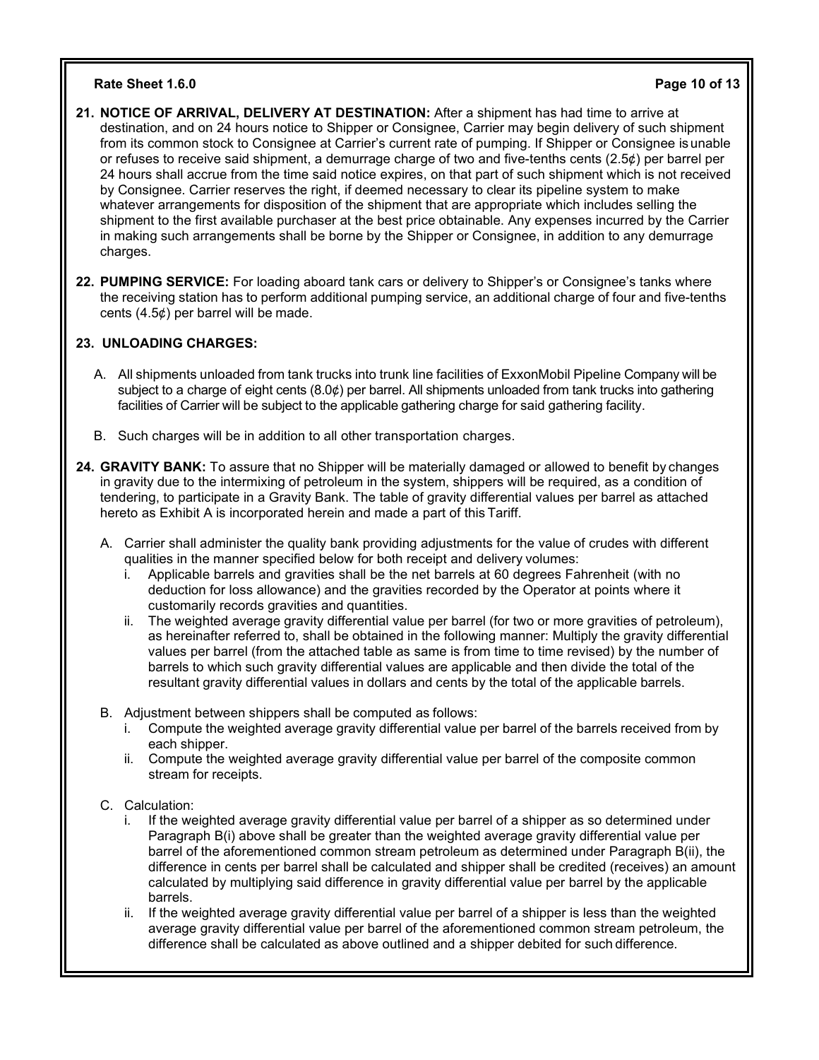**21. NOTICE OF ARRIVAL, DELIVERY AT DESTINATION:** After a shipment has had time to arrive at destination, and on 24 hours notice to Shipper or Consignee, Carrier may begin delivery of such shipment from its common stock to Consignee at Carrier's current rate of pumping. If Shipper or Consignee is unable or refuses to receive said shipment, a demurrage charge of two and five-tenths cents (2.5¢) per barrel per 24 hours shall accrue from the time said notice expires, on that part of such shipment which is not received by Consignee. Carrier reserves the right, if deemed necessary to clear its pipeline system to make whatever arrangements for disposition of the shipment that are appropriate which includes selling the shipment to the first available purchaser at the best price obtainable. Any expenses incurred by the Carrier in making such arrangements shall be borne by the Shipper or Consignee, in addition to any demurrage charges.

**22. PUMPING SERVICE:** For loading aboard tank cars or delivery to Shipper's or Consignee's tanks where the receiving station has to perform additional pumping service, an additional charge of four and five-tenths cents (4.5¢) per barrel will be made.

**23. UNLOADING CHARGES:**

A. All shipments unloaded from tank trucks into trunk line facilities of ExxonMobil Pipeline Company will be subject to a charge of eight cents (8.0¢) per barrel. All shipments unloaded from tank trucks into gathering facilities of Carrier will be subject to the applicable gathering charge for said gathering facility.

B. Such charges will be in addition to all other transportation charges.

**24. GRAVITY BANK:** To assure that no Shipper will be materially damaged or allowed to benefit by changes in gravity due to the intermixing of petroleum in the system, shippers will be required, as a condition of tendering, to participate in a Gravity Bank. The table of gravity differential values per barrel as attached hereto as Exhibit A is incorporated herein and made a part of this Tariff.

A. Carrier shall administer the quality bank providing adjustments for the value of crudes with different qualities in the manner specified below for both receipt and delivery volumes:
   i. Applicable barrels and gravities shall be the net barrels at 60 degrees Fahrenheit (with no deduction for loss allowance) and the gravities recorded by the Operator at points where it customarily records gravities and quantities.
   ii. The weighted average gravity differential value per barrel (for two or more gravities of petroleum), as hereinafter referred to, shall be obtained in the following manner: Multiply the gravity differential values per barrel (from the attached table as same is from time to time revised) by the number of barrels to which such gravity differential values are applicable and then divide the total of the resultant gravity differential values in dollars and cents by the total of the applicable barrels.

B. Adjustment between shippers shall be computed as follows:
   i. Compute the weighted average gravity differential value per barrel of the barrels received from by each shipper.
   ii. Compute the weighted average gravity differential value per barrel of the composite common stream for receipts.

C. Calculation:
   i. If the weighted average gravity differential value per barrel of a shipper as so determined under Paragraph B(i) above shall be greater than the weighted average gravity differential value per barrel of the aforementioned common stream petroleum as determined under Paragraph B(ii), the difference in cents per barrel shall be calculated and shipper shall be credited (receives) an amount calculated by multiplying said difference in gravity differential value per barrel by the applicable barrels.
   ii. If the weighted average gravity differential value per barrel of a shipper is less than the weighted average gravity differential value per barrel of the aforementioned common stream petroleum, the difference shall be calculated as above outlined and a shipper debited for such difference.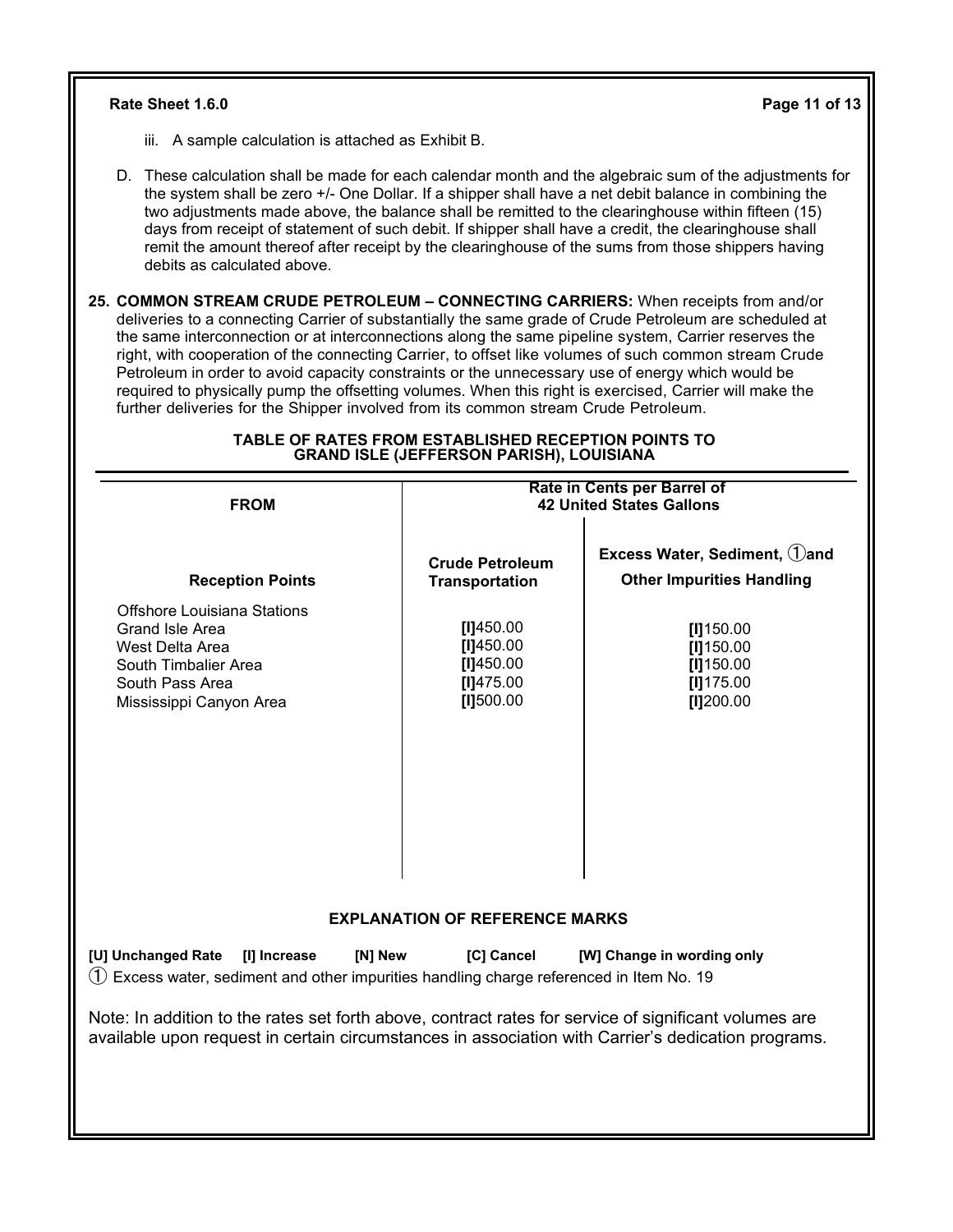iii. A sample calculation is attached as Exhibit B.

D. These calculation shall be made for each calendar month and the algebraic sum of the adjustments for the system shall be zero +/- One Dollar. If a shipper shall have a net debit balance in combining the two adjustments made above, the balance shall be remitted to the clearinghouse within fifteen (15) days from receipt of statement of such debit. If shipper shall have a credit, the clearinghouse shall remit the amount thereof after receipt by the clearinghouse of the sums from those shippers having debits as calculated above.

**25. COMMON STREAM CRUDE PETROLEUM – CONNECTING CARRIERS:** When receipts from and/or deliveries to a connecting Carrier of substantially the same grade of Crude Petroleum are scheduled at the same interconnection or at interconnections along the same pipeline system, Carrier reserves the right, with cooperation of the connecting Carrier, to offset like volumes of such common stream Crude Petroleum in order to avoid capacity constraints or the unnecessary use of energy which would be required to physically pump the offsetting volumes. When this right is exercised, Carrier will make the further deliveries for the Shipper involved from its common stream Crude Petroleum.

**TABLE OF RATES FROM ESTABLISHED RECEPTION POINTS TO GRAND ISLE (JEFFERSON PARISH), LOUISIANA**

| FROM | Rate in Cents per Barrel of 42 United States Gallons | |
|---|---|---|
| **Reception Points** | **Crude Petroleum Transportation** | **Excess Water, Sediment, ① and Other Impurities Handling** |
| Offshore Louisiana Stations | | |
| Grand Isle Area | **[I]**450.00 | **[I]**150.00 |
| West Delta Area | **[I]**450.00 | **[I]**150.00 |
| South Timbalier Area | **[I]**450.00 | **[I]**150.00 |
| South Pass Area | **[I]**475.00 | **[I]**175.00 |
| Mississippi Canyon Area | **[I]**500.00 | **[I]**200.00 |

**EXPLANATION OF REFERENCE MARKS**

**[U] Unchanged Rate** **[I] Increase** **[N] New** **[C] Cancel** **[W] Change in wording only**

① Excess water, sediment and other impurities handling charge referenced in Item No. 19

Note: In addition to the rates set forth above, contract rates for service of significant volumes are available upon request in certain circumstances in association with Carrier's dedication programs.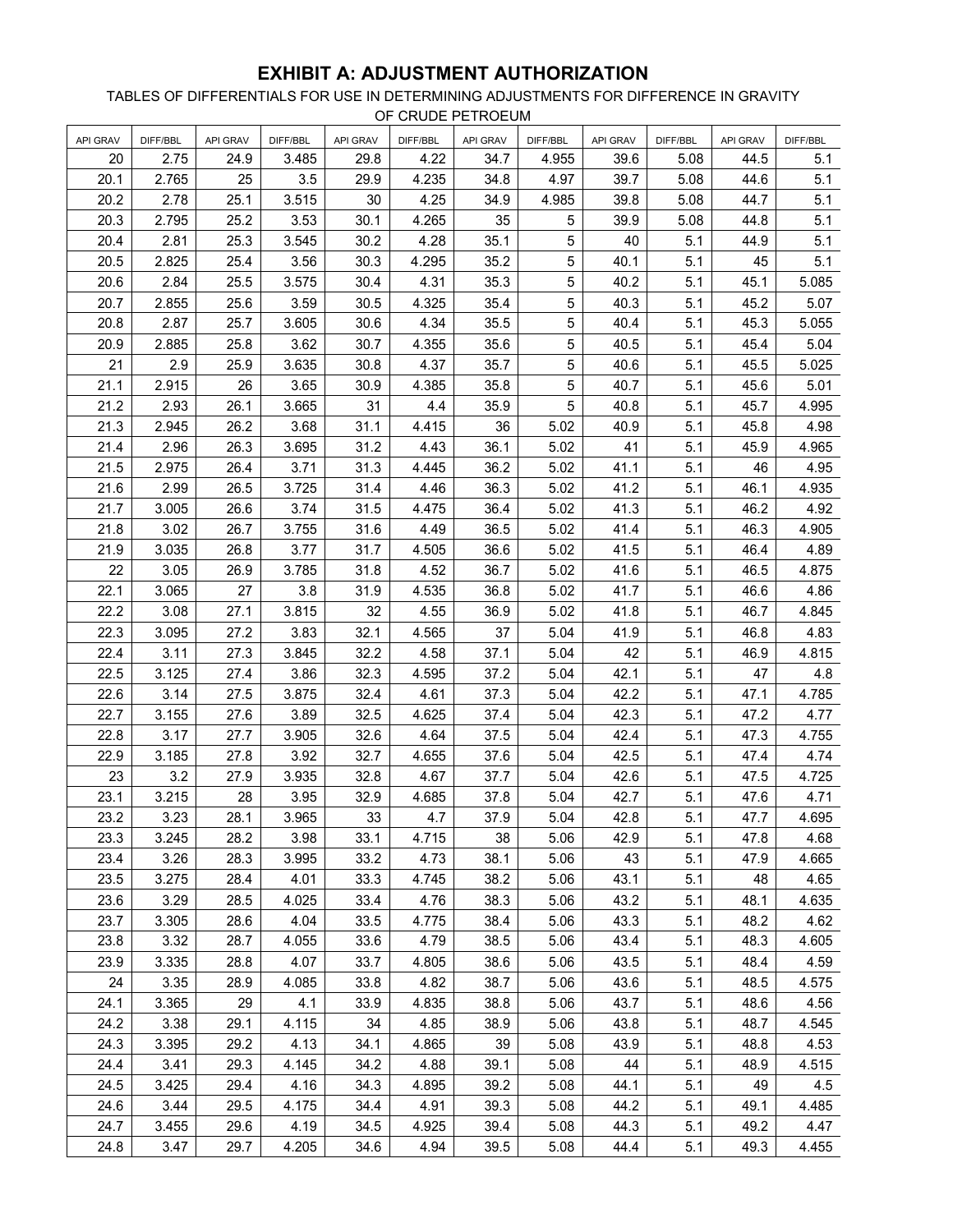# EXHIBIT A: ADJUSTMENT AUTHORIZATION

TABLES OF DIFFERENTIALS FOR USE IN DETERMINING ADJUSTMENTS FOR DIFFERENCE IN GRAVITY OF CRUDE PETROEUM

| API GRAV | DIFF/BBL | API GRAV | DIFF/BBL | API GRAV | DIFF/BBL | API GRAV | DIFF/BBL | API GRAV | DIFF/BBL | API GRAV | DIFF/BBL |
|---|---|---|---|---|---|---|---|---|---|---|---|
| 20 | 2.75 | 24.9 | 3.485 | 29.8 | 4.22 | 34.7 | 4.955 | 39.6 | 5.08 | 44.5 | 5.1 |
| 20.1 | 2.765 | 25 | 3.5 | 29.9 | 4.235 | 34.8 | 4.97 | 39.7 | 5.08 | 44.6 | 5.1 |
| 20.2 | 2.78 | 25.1 | 3.515 | 30 | 4.25 | 34.9 | 4.985 | 39.8 | 5.08 | 44.7 | 5.1 |
| 20.3 | 2.795 | 25.2 | 3.53 | 30.1 | 4.265 | 35 | 5 | 39.9 | 5.08 | 44.8 | 5.1 |
| 20.4 | 2.81 | 25.3 | 3.545 | 30.2 | 4.28 | 35.1 | 5 | 40 | 5.1 | 44.9 | 5.1 |
| 20.5 | 2.825 | 25.4 | 3.56 | 30.3 | 4.295 | 35.2 | 5 | 40.1 | 5.1 | 45 | 5.1 |
| 20.6 | 2.84 | 25.5 | 3.575 | 30.4 | 4.31 | 35.3 | 5 | 40.2 | 5.1 | 45.1 | 5.085 |
| 20.7 | 2.855 | 25.6 | 3.59 | 30.5 | 4.325 | 35.4 | 5 | 40.3 | 5.1 | 45.2 | 5.07 |
| 20.8 | 2.87 | 25.7 | 3.605 | 30.6 | 4.34 | 35.5 | 5 | 40.4 | 5.1 | 45.3 | 5.055 |
| 20.9 | 2.885 | 25.8 | 3.62 | 30.7 | 4.355 | 35.6 | 5 | 40.5 | 5.1 | 45.4 | 5.04 |
| 21 | 2.9 | 25.9 | 3.635 | 30.8 | 4.37 | 35.7 | 5 | 40.6 | 5.1 | 45.5 | 5.025 |
| 21.1 | 2.915 | 26 | 3.65 | 30.9 | 4.385 | 35.8 | 5 | 40.7 | 5.1 | 45.6 | 5.01 |
| 21.2 | 2.93 | 26.1 | 3.665 | 31 | 4.4 | 35.9 | 5 | 40.8 | 5.1 | 45.7 | 4.995 |
| 21.3 | 2.945 | 26.2 | 3.68 | 31.1 | 4.415 | 36 | 5.02 | 40.9 | 5.1 | 45.8 | 4.98 |
| 21.4 | 2.96 | 26.3 | 3.695 | 31.2 | 4.43 | 36.1 | 5.02 | 41 | 5.1 | 45.9 | 4.965 |
| 21.5 | 2.975 | 26.4 | 3.71 | 31.3 | 4.445 | 36.2 | 5.02 | 41.1 | 5.1 | 46 | 4.95 |
| 21.6 | 2.99 | 26.5 | 3.725 | 31.4 | 4.46 | 36.3 | 5.02 | 41.2 | 5.1 | 46.1 | 4.935 |
| 21.7 | 3.005 | 26.6 | 3.74 | 31.5 | 4.475 | 36.4 | 5.02 | 41.3 | 5.1 | 46.2 | 4.92 |
| 21.8 | 3.02 | 26.7 | 3.755 | 31.6 | 4.49 | 36.5 | 5.02 | 41.4 | 5.1 | 46.3 | 4.905 |
| 21.9 | 3.035 | 26.8 | 3.77 | 31.7 | 4.505 | 36.6 | 5.02 | 41.5 | 5.1 | 46.4 | 4.89 |
| 22 | 3.05 | 26.9 | 3.785 | 31.8 | 4.52 | 36.7 | 5.02 | 41.6 | 5.1 | 46.5 | 4.875 |
| 22.1 | 3.065 | 27 | 3.8 | 31.9 | 4.535 | 36.8 | 5.02 | 41.7 | 5.1 | 46.6 | 4.86 |
| 22.2 | 3.08 | 27.1 | 3.815 | 32 | 4.55 | 36.9 | 5.02 | 41.8 | 5.1 | 46.7 | 4.845 |
| 22.3 | 3.095 | 27.2 | 3.83 | 32.1 | 4.565 | 37 | 5.04 | 41.9 | 5.1 | 46.8 | 4.83 |
| 22.4 | 3.11 | 27.3 | 3.845 | 32.2 | 4.58 | 37.1 | 5.04 | 42 | 5.1 | 46.9 | 4.815 |
| 22.5 | 3.125 | 27.4 | 3.86 | 32.3 | 4.595 | 37.2 | 5.04 | 42.1 | 5.1 | 47 | 4.8 |
| 22.6 | 3.14 | 27.5 | 3.875 | 32.4 | 4.61 | 37.3 | 5.04 | 42.2 | 5.1 | 47.1 | 4.785 |
| 22.7 | 3.155 | 27.6 | 3.89 | 32.5 | 4.625 | 37.4 | 5.04 | 42.3 | 5.1 | 47.2 | 4.77 |
| 22.8 | 3.17 | 27.7 | 3.905 | 32.6 | 4.64 | 37.5 | 5.04 | 42.4 | 5.1 | 47.3 | 4.755 |
| 22.9 | 3.185 | 27.8 | 3.92 | 32.7 | 4.655 | 37.6 | 5.04 | 42.5 | 5.1 | 47.4 | 4.74 |
| 23 | 3.2 | 27.9 | 3.935 | 32.8 | 4.67 | 37.7 | 5.04 | 42.6 | 5.1 | 47.5 | 4.725 |
| 23.1 | 3.215 | 28 | 3.95 | 32.9 | 4.685 | 37.8 | 5.04 | 42.7 | 5.1 | 47.6 | 4.71 |
| 23.2 | 3.23 | 28.1 | 3.965 | 33 | 4.7 | 37.9 | 5.04 | 42.8 | 5.1 | 47.7 | 4.695 |
| 23.3 | 3.245 | 28.2 | 3.98 | 33.1 | 4.715 | 38 | 5.06 | 42.9 | 5.1 | 47.8 | 4.68 |
| 23.4 | 3.26 | 28.3 | 3.995 | 33.2 | 4.73 | 38.1 | 5.06 | 43 | 5.1 | 47.9 | 4.665 |
| 23.5 | 3.275 | 28.4 | 4.01 | 33.3 | 4.745 | 38.2 | 5.06 | 43.1 | 5.1 | 48 | 4.65 |
| 23.6 | 3.29 | 28.5 | 4.025 | 33.4 | 4.76 | 38.3 | 5.06 | 43.2 | 5.1 | 48.1 | 4.635 |
| 23.7 | 3.305 | 28.6 | 4.04 | 33.5 | 4.775 | 38.4 | 5.06 | 43.3 | 5.1 | 48.2 | 4.62 |
| 23.8 | 3.32 | 28.7 | 4.055 | 33.6 | 4.79 | 38.5 | 5.06 | 43.4 | 5.1 | 48.3 | 4.605 |
| 23.9 | 3.335 | 28.8 | 4.07 | 33.7 | 4.805 | 38.6 | 5.06 | 43.5 | 5.1 | 48.4 | 4.59 |
| 24 | 3.35 | 28.9 | 4.085 | 33.8 | 4.82 | 38.7 | 5.06 | 43.6 | 5.1 | 48.5 | 4.575 |
| 24.1 | 3.365 | 29 | 4.1 | 33.9 | 4.835 | 38.8 | 5.06 | 43.7 | 5.1 | 48.6 | 4.56 |
| 24.2 | 3.38 | 29.1 | 4.115 | 34 | 4.85 | 38.9 | 5.06 | 43.8 | 5.1 | 48.7 | 4.545 |
| 24.3 | 3.395 | 29.2 | 4.13 | 34.1 | 4.865 | 39 | 5.08 | 43.9 | 5.1 | 48.8 | 4.53 |
| 24.4 | 3.41 | 29.3 | 4.145 | 34.2 | 4.88 | 39.1 | 5.08 | 44 | 5.1 | 48.9 | 4.515 |
| 24.5 | 3.425 | 29.4 | 4.16 | 34.3 | 4.895 | 39.2 | 5.08 | 44.1 | 5.1 | 49 | 4.5 |
| 24.6 | 3.44 | 29.5 | 4.175 | 34.4 | 4.91 | 39.3 | 5.08 | 44.2 | 5.1 | 49.1 | 4.485 |
| 24.7 | 3.455 | 29.6 | 4.19 | 34.5 | 4.925 | 39.4 | 5.08 | 44.3 | 5.1 | 49.2 | 4.47 |
| 24.8 | 3.47 | 29.7 | 4.205 | 34.6 | 4.94 | 39.5 | 5.08 | 44.4 | 5.1 | 49.3 | 4.455 |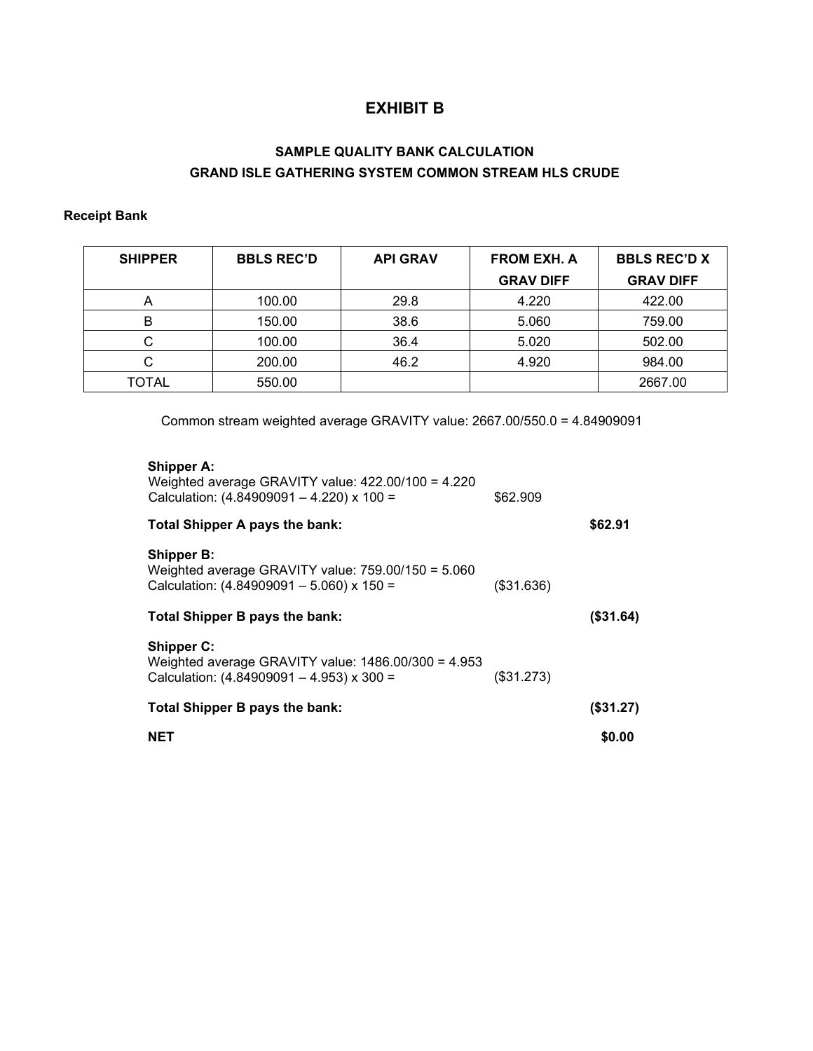# EXHIBIT B

## SAMPLE QUALITY BANK CALCULATION
## GRAND ISLE GATHERING SYSTEM COMMON STREAM HLS CRUDE

**Receipt Bank**

| SHIPPER | BBLS REC'D | API GRAV | FROM EXH. A GRAV DIFF | BBLS REC'D X GRAV DIFF |
|---|---|---|---|---|
| A | 100.00 | 29.8 | 4.220 | 422.00 |
| B | 150.00 | 38.6 | 5.060 | 759.00 |
| C | 100.00 | 36.4 | 5.020 | 502.00 |
| C | 200.00 | 46.2 | 4.920 | 984.00 |
| TOTAL | 550.00 | | | 2667.00 |

Common stream weighted average GRAVITY value: 2667.00/550.0 = 4.84909091

**Shipper A:**
Weighted average GRAVITY value: 422.00/100 = 4.220
Calculation: (4.84909091 – 4.220) x 100 = $62.909

**Total Shipper A pays the bank:** **$62.91**

**Shipper B:**
Weighted average GRAVITY value: 759.00/150 = 5.060
Calculation: (4.84909091 – 5.060) x 150 = ($31.636)

**Total Shipper B pays the bank:** **($31.64)**

**Shipper C:**
Weighted average GRAVITY value: 1486.00/300 = 4.953
Calculation: (4.84909091 – 4.953) x 300 = ($31.273)

**Total Shipper B pays the bank:** **($31.27)**

**NET** **$0.00**